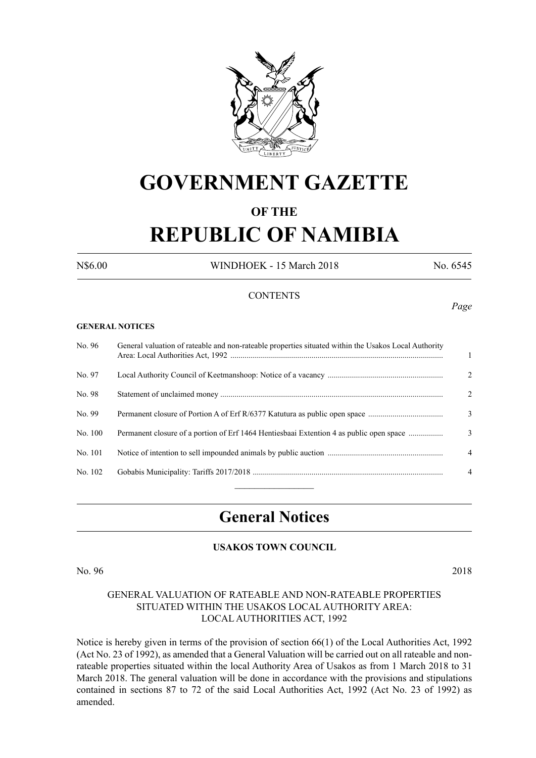# GOVERNMENT GAZETTE

## OF THE

# REPUBLIC OF NAMIBIA

N$6.00 WINDHOEK - 15 March 2018 No. 6545

CONTENTS

*Page*

**GENERAL NOTICES**

| No. | Notice | Page |
|---|---|---|
| No. 96 | General valuation of rateable and non-rateable properties situated within the Usakos Local Authority Area: Local Authorities Act, 1992 | 1 |
| No. 97 | Local Authority Council of Keetmanshoop: Notice of a vacancy | 2 |
| No. 98 | Statement of unclaimed money | 2 |
| No. 99 | Permanent closure of Portion A of Erf R/6377 Katutura as public open space | 3 |
| No. 100 | Permanent closure of a portion of Erf 1464 Hentiesbaai Extention 4 as public open space | 3 |
| No. 101 | Notice of intention to sell impounded animals by public auction | 4 |
| No. 102 | Gobabis Municipality: Tariffs 2017/2018 | 4 |

## General Notices

### USAKOS TOWN COUNCIL

No. 96 2018

GENERAL VALUATION OF RATEABLE AND NON-RATEABLE PROPERTIES SITUATED WITHIN THE USAKOS LOCAL AUTHORITY AREA: LOCAL AUTHORITIES ACT, 1992

Notice is hereby given in terms of the provision of section 66(1) of the Local Authorities Act, 1992 (Act No. 23 of 1992), as amended that a General Valuation will be carried out on all rateable and non-rateable properties situated within the local Authority Area of Usakos as from 1 March 2018 to 31 March 2018. The general valuation will be done in accordance with the provisions and stipulations contained in sections 87 to 72 of the said Local Authorities Act, 1992 (Act No. 23 of 1992) as amended.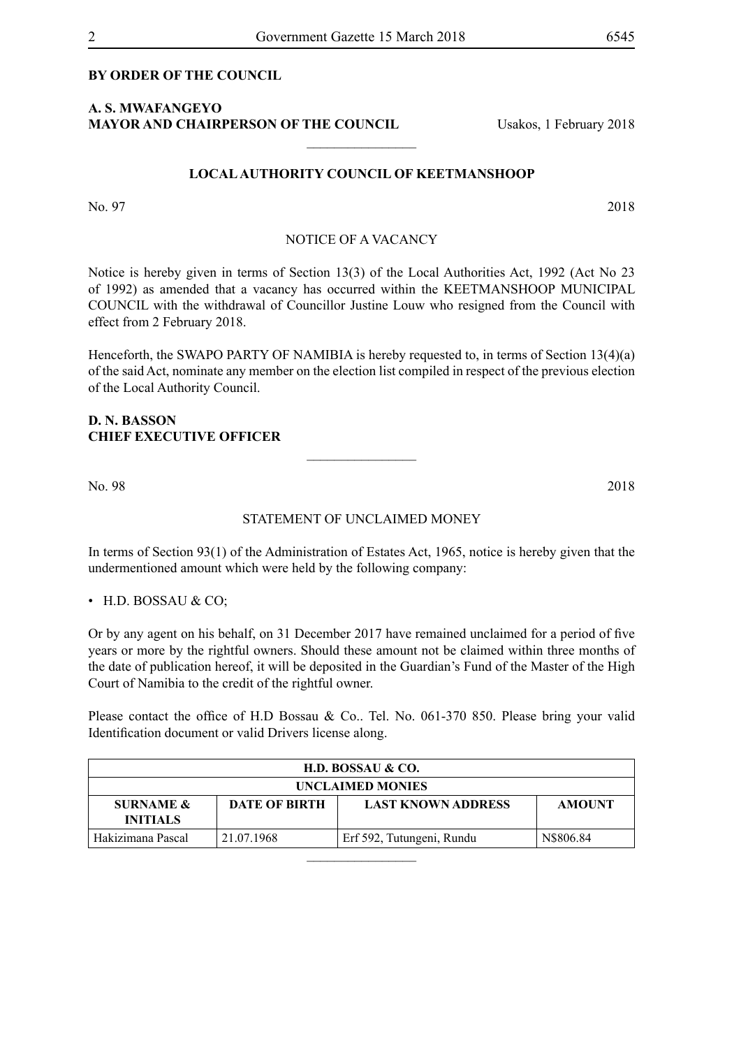**BY ORDER OF THE COUNCIL**

**A. S. MWAFANGEYO**
**MAYOR AND CHAIRPERSON OF THE COUNCIL** Usakos, 1 February 2018

---

## LOCAL AUTHORITY COUNCIL OF KEETMANSHOOP

No. 97 2018

NOTICE OF A VACANCY

Notice is hereby given in terms of Section 13(3) of the Local Authorities Act, 1992 (Act No 23 of 1992) as amended that a vacancy has occurred within the KEETMANSHOOP MUNICIPAL COUNCIL with the withdrawal of Councillor Justine Louw who resigned from the Council with effect from 2 February 2018.

Henceforth, the SWAPO PARTY OF NAMIBIA is hereby requested to, in terms of Section 13(4)(a) of the said Act, nominate any member on the election list compiled in respect of the previous election of the Local Authority Council.

**D. N. BASSON**
**CHIEF EXECUTIVE OFFICER**

---

No. 98 2018

STATEMENT OF UNCLAIMED MONEY

In terms of Section 93(1) of the Administration of Estates Act, 1965, notice is hereby given that the undermentioned amount which were held by the following company:

- H.D. BOSSAU & CO;

Or by any agent on his behalf, on 31 December 2017 have remained unclaimed for a period of five years or more by the rightful owners. Should these amount not be claimed within three months of the date of publication hereof, it will be deposited in the Guardian's Fund of the Master of the High Court of Namibia to the credit of the rightful owner.

Please contact the office of H.D Bossau & Co.. Tel. No. 061-370 850. Please bring your valid Identification document or valid Drivers license along.

| H.D. BOSSAU & CO. | | | |
|---|---|---|---|
| **UNCLAIMED MONIES** | | | |
| **SURNAME & INITIALS** | **DATE OF BIRTH** | **LAST KNOWN ADDRESS** | **AMOUNT** |
| Hakizimana Pascal | 21.07.1968 | Erf 592, Tutungeni, Rundu | N$806.84 |

---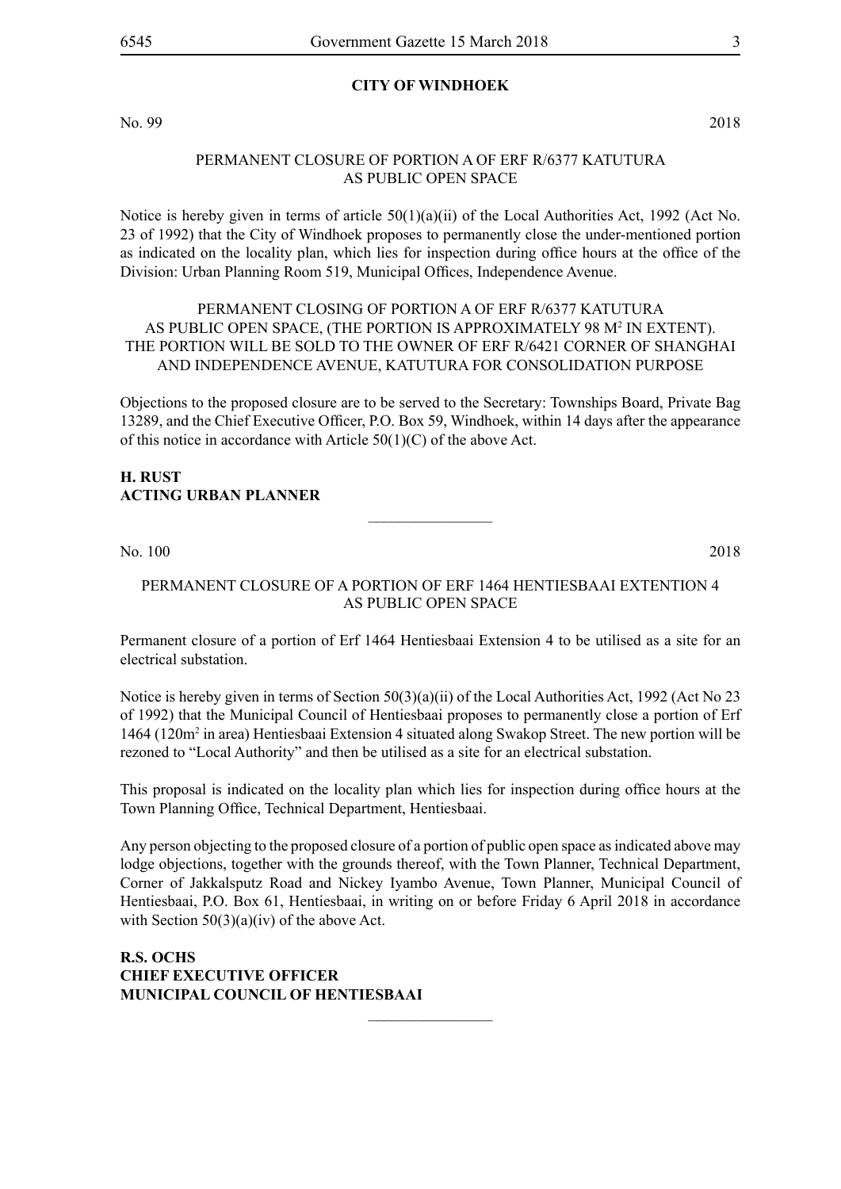## CITY OF WINDHOEK

No. 99 2018

PERMANENT CLOSURE OF PORTION A OF ERF R/6377 KATUTURA AS PUBLIC OPEN SPACE

Notice is hereby given in terms of article 50(1)(a)(ii) of the Local Authorities Act, 1992 (Act No. 23 of 1992) that the City of Windhoek proposes to permanently close the under-mentioned portion as indicated on the locality plan, which lies for inspection during office hours at the office of the Division: Urban Planning Room 519, Municipal Offices, Independence Avenue.

PERMANENT CLOSING OF PORTION A OF ERF R/6377 KATUTURA AS PUBLIC OPEN SPACE, (THE PORTION IS APPROXIMATELY 98 $M^2$ IN EXTENT). THE PORTION WILL BE SOLD TO THE OWNER OF ERF R/6421 CORNER OF SHANGHAI AND INDEPENDENCE AVENUE, KATUTURA FOR CONSOLIDATION PURPOSE

Objections to the proposed closure are to be served to the Secretary: Townships Board, Private Bag 13289, and the Chief Executive Officer, P.O. Box 59, Windhoek, within 14 days after the appearance of this notice in accordance with Article 50(1)(C) of the above Act.

**H. RUST**
**ACTING URBAN PLANNER**

---

No. 100 2018

PERMANENT CLOSURE OF A PORTION OF ERF 1464 HENTIESBAAI EXTENTION 4 AS PUBLIC OPEN SPACE

Permanent closure of a portion of Erf 1464 Hentiesbaai Extension 4 to be utilised as a site for an electrical substation.

Notice is hereby given in terms of Section 50(3)(a)(ii) of the Local Authorities Act, 1992 (Act No 23 of 1992) that the Municipal Council of Hentiesbaai proposes to permanently close a portion of Erf 1464 (120$m^2$ in area) Hentiesbaai Extension 4 situated along Swakop Street. The new portion will be rezoned to "Local Authority" and then be utilised as a site for an electrical substation.

This proposal is indicated on the locality plan which lies for inspection during office hours at the Town Planning Office, Technical Department, Hentiesbaai.

Any person objecting to the proposed closure of a portion of public open space as indicated above may lodge objections, together with the grounds thereof, with the Town Planner, Technical Department, Corner of Jakkalsputz Road and Nickey Iyambo Avenue, Town Planner, Municipal Council of Hentiesbaai, P.O. Box 61, Hentiesbaai, in writing on or before Friday 6 April 2018 in accordance with Section 50(3)(a)(iv) of the above Act.

**R.S. OCHS**
**CHIEF EXECUTIVE OFFICER**
**MUNICIPAL COUNCIL OF HENTIESBAAI**

---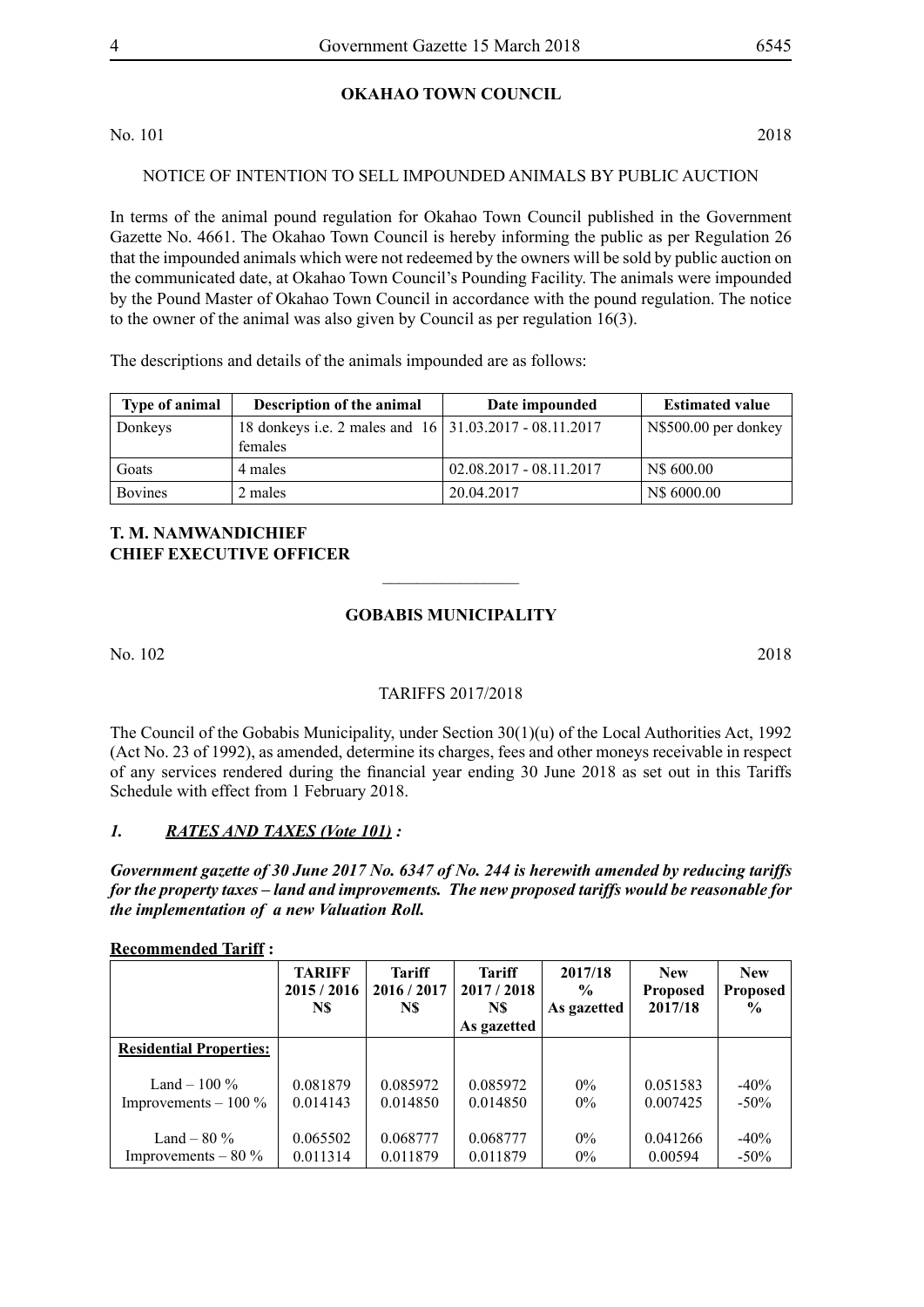## OKAHAO TOWN COUNCIL

No. 101 2018

NOTICE OF INTENTION TO SELL IMPOUNDED ANIMALS BY PUBLIC AUCTION

In terms of the animal pound regulation for Okahao Town Council published in the Government Gazette No. 4661. The Okahao Town Council is hereby informing the public as per Regulation 26 that the impounded animals which were not redeemed by the owners will be sold by public auction on the communicated date, at Okahao Town Council's Pounding Facility. The animals were impounded by the Pound Master of Okahao Town Council in accordance with the pound regulation. The notice to the owner of the animal was also given by Council as per regulation 16(3).

The descriptions and details of the animals impounded are as follows:

| Type of animal | Description of the animal | Date impounded | Estimated value |
|---|---|---|---|
| Donkeys | 18 donkeys i.e. 2 males and 16 females | 31.03.2017 - 08.11.2017 | N$500.00 per donkey |
| Goats | 4 males | 02.08.2017 - 08.11.2017 | N$ 600.00 |
| Bovines | 2 males | 20.04.2017 | N$ 6000.00 |

**T. M. NAMWANDICHIEF**
**CHIEF EXECUTIVE OFFICER**

---

## GOBABIS MUNICIPALITY

No. 102 2018

TARIFFS 2017/2018

The Council of the Gobabis Municipality, under Section 30(1)(u) of the Local Authorities Act, 1992 (Act No. 23 of 1992), as amended, determine its charges, fees and other moneys receivable in respect of any services rendered during the financial year ending 30 June 2018 as set out in this Tariffs Schedule with effect from 1 February 2018.

### *1. RATES AND TAXES (Vote 101) :*

***Government gazette of 30 June 2017 No. 6347 of No. 244 is herewith amended by reducing tariffs for the property taxes – land and improvements. The new proposed tariffs would be reasonable for the implementation of a new Valuation Roll.***

**Recommended Tariff :**

| | TARIFF 2015 / 2016 N$ | Tariff 2016 / 2017 N$ | Tariff 2017 / 2018 N$ As gazetted | 2017/18 % As gazetted | New Proposed 2017/18 | New Proposed % |
|---|---|---|---|---|---|---|
| **Residential Properties:** | | | | | | |
| Land – 100 % | 0.081879 | 0.085972 | 0.085972 | 0% | 0.051583 | -40% |
| Improvements – 100 % | 0.014143 | 0.014850 | 0.014850 | 0% | 0.007425 | -50% |
| Land – 80 % | 0.065502 | 0.068777 | 0.068777 | 0% | 0.041266 | -40% |
| Improvements – 80 % | 0.011314 | 0.011879 | 0.011879 | 0% | 0.00594 | -50% |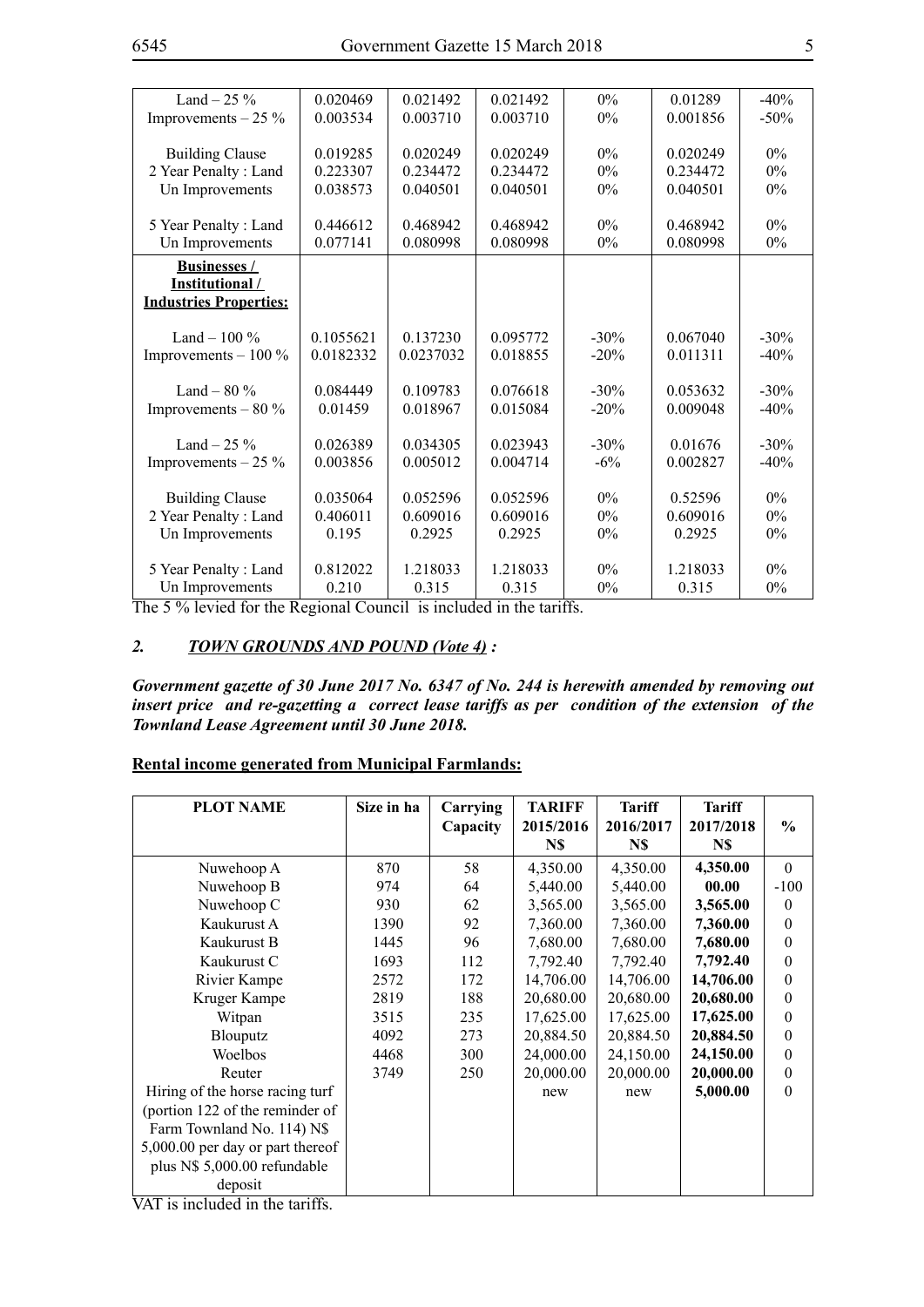| | | | | | | |
|---|---|---|---|---|---|---|
| Land – 25 % | 0.020469 | 0.021492 | 0.021492 | 0% | 0.01289 | -40% |
| Improvements – 25 % | 0.003534 | 0.003710 | 0.003710 | 0% | 0.001856 | -50% |
| Building Clause | 0.019285 | 0.020249 | 0.020249 | 0% | 0.020249 | 0% |
| 2 Year Penalty : Land | 0.223307 | 0.234472 | 0.234472 | 0% | 0.234472 | 0% |
| Un Improvements | 0.038573 | 0.040501 | 0.040501 | 0% | 0.040501 | 0% |
| 5 Year Penalty : Land | 0.446612 | 0.468942 | 0.468942 | 0% | 0.468942 | 0% |
| Un Improvements | 0.077141 | 0.080998 | 0.080998 | 0% | 0.080998 | 0% |
| **Businesses / Institutional / Industries Properties:** | | | | | | |
| Land – 100 % | 0.1055621 | 0.137230 | 0.095772 | -30% | 0.067040 | -30% |
| Improvements – 100 % | 0.0182332 | 0.0237032 | 0.018855 | -20% | 0.011311 | -40% |
| Land – 80 % | 0.084449 | 0.109783 | 0.076618 | -30% | 0.053632 | -30% |
| Improvements – 80 % | 0.01459 | 0.018967 | 0.015084 | -20% | 0.009048 | -40% |
| Land – 25 % | 0.026389 | 0.034305 | 0.023943 | -30% | 0.01676 | -30% |
| Improvements – 25 % | 0.003856 | 0.005012 | 0.004714 | -6% | 0.002827 | -40% |
| Building Clause | 0.035064 | 0.052596 | 0.052596 | 0% | 0.52596 | 0% |
| 2 Year Penalty : Land | 0.406011 | 0.609016 | 0.609016 | 0% | 0.609016 | 0% |
| Un Improvements | 0.195 | 0.2925 | 0.2925 | 0% | 0.2925 | 0% |
| 5 Year Penalty : Land | 0.812022 | 1.218033 | 1.218033 | 0% | 1.218033 | 0% |
| Un Improvements | 0.210 | 0.315 | 0.315 | 0% | 0.315 | 0% |

The 5 % levied for the Regional Council is included in the tariffs.

## *2. TOWN GROUNDS AND POUND (Vote 4) :*

***Government gazette of 30 June 2017 No. 6347 of No. 244 is herewith amended by removing out insert price and re-gazetting a correct lease tariffs as per condition of the extension of the Townland Lease Agreement until 30 June 2018.***

**Rental income generated from Municipal Farmlands:**

| PLOT NAME | Size in ha | Carrying Capacity | TARIFF 2015/2016 N$ | Tariff 2016/2017 N$ | Tariff 2017/2018 N$ | % |
|---|---|---|---|---|---|---|
| Nuwehoop A | 870 | 58 | 4,350.00 | 4,350.00 | **4,350.00** | 0 |
| Nuwehoop B | 974 | 64 | 5,440.00 | 5,440.00 | **00.00** | -100 |
| Nuwehoop C | 930 | 62 | 3,565.00 | 3,565.00 | **3,565.00** | 0 |
| Kaukurust A | 1390 | 92 | 7,360.00 | 7,360.00 | **7,360.00** | 0 |
| Kaukurust B | 1445 | 96 | 7,680.00 | 7,680.00 | **7,680.00** | 0 |
| Kaukurust C | 1693 | 112 | 7,792.40 | 7,792.40 | **7,792.40** | 0 |
| Rivier Kampe | 2572 | 172 | 14,706.00 | 14,706.00 | **14,706.00** | 0 |
| Kruger Kampe | 2819 | 188 | 20,680.00 | 20,680.00 | **20,680.00** | 0 |
| Witpan | 3515 | 235 | 17,625.00 | 17,625.00 | **17,625.00** | 0 |
| Blouputz | 4092 | 273 | 20,884.50 | 20,884.50 | **20,884.50** | 0 |
| Woelbos | 4468 | 300 | 24,000.00 | 24,150.00 | **24,150.00** | 0 |
| Reuter | 3749 | 250 | 20,000.00 | 20,000.00 | **20,000.00** | 0 |
| Hiring of the horse racing turf (portion 122 of the reminder of Farm Townland No. 114) N$ 5,000.00 per day or part thereof plus N$ 5,000.00 refundable deposit | | | new | new | **5,000.00** | 0 |

VAT is included in the tariffs.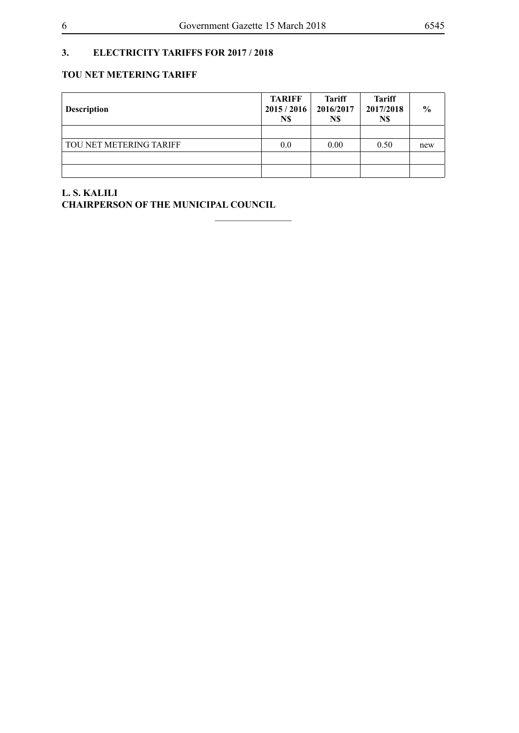## 3. ELECTRICITY TARIFFS FOR 2017 / 2018

### TOU NET METERING TARIFF

| Description | TARIFF 2015 / 2016 N$ | Tariff 2016/2017 N$ | Tariff 2017/2018 N$ | % |
|---|---|---|---|---|
| | | | | |
| TOU NET METERING TARIFF | 0.0 | 0.00 | 0.50 | new |
| | | | | |
| | | | | |

**L. S. KALILI**
**CHAIRPERSON OF THE MUNICIPAL COUNCIL**